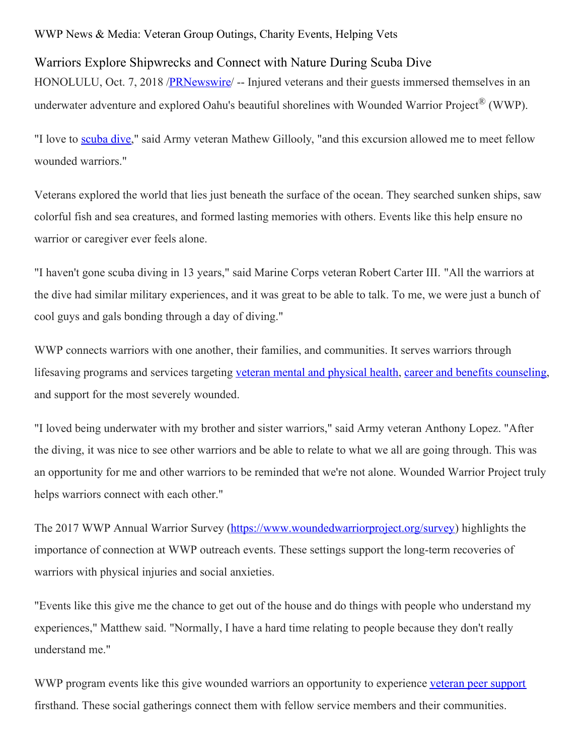WWP News & Media: Veteran Group Outings, Charity Events, Helping Vets

# Warriors Explore Shipwrecks and Connect with Nature During Scuba Dive

HONOLULU, Oct. 7, 2018 /PRNewswire/ -- Injured veterans and their guests immersed themselves in an underwater adventure and explored Oahu's beautiful shorelines with Wounded Warrior Project® (WWP).

"I love to scuba dive," said Army veteran Mathew Gillooly, "and this excursion allowed me to meet fellow wounded warriors."

Veterans explored the world that lies just beneath the surface of the ocean. They searched sunken ships, saw colorful fish and sea creatures, and formed lasting memories with others. Events like this help ensure no warrior or caregiver ever feels alone.

"I haven't gone scuba diving in 13 years," said Marine Corps veteran Robert Carter III. "All the warriors at the dive had similar military experiences, and it was great to be able to talk. To me, we were just a bunch of cool guys and gals bonding through a day of diving."

WWP connects warriors with one another, their families, and communities. It serves warriors through lifesaving programs and services targeting veteran mental and physical health, career and benefits counseling, and support for the most severely wounded.

"I loved being underwater with my brother and sister warriors," said Army veteran Anthony Lopez. "After the diving, it was nice to see other warriors and be able to relate to what we all are going through. This was an opportunity for me and other warriors to be reminded that we're not alone. Wounded Warrior Project truly helps warriors connect with each other."

The 2017 WWP Annual Warrior Survey (https://www.woundedwarriorproject.org/survey) highlights the importance of connection at WWP outreach events. These settings support the long-term recoveries of warriors with physical injuries and social anxieties.

"Events like this give me the chance to get out of the house and do things with people who understand my experiences," Matthew said. "Normally, I have a hard time relating to people because they don't really understand me."

WWP program events like this give wounded warriors an opportunity to experience veteran peer support firsthand. These social gatherings connect them with fellow service members and their communities.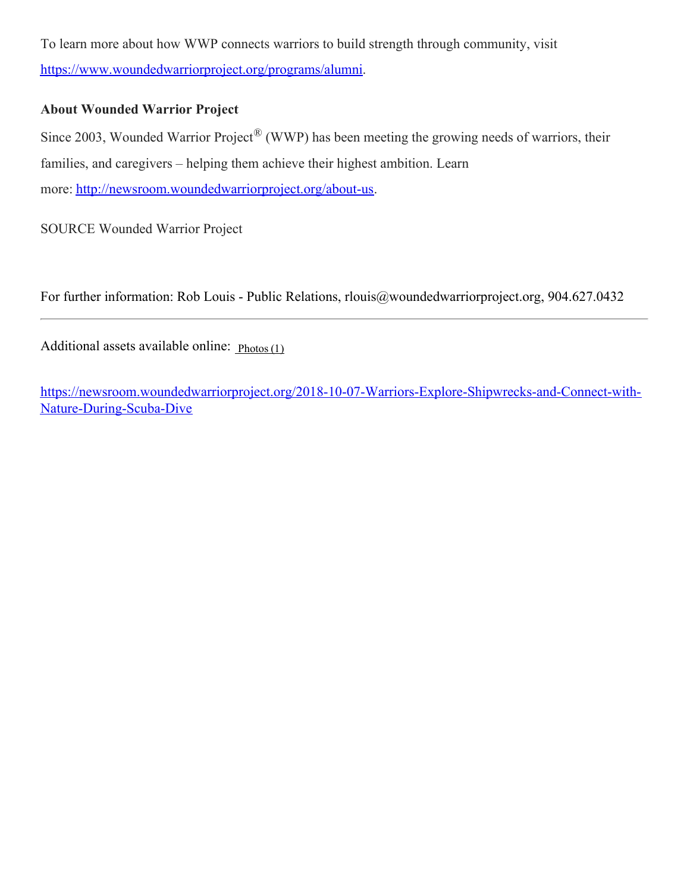To learn more about how WWP connects warriors to build strength through community, visit https://www.woundedwarriorproject.org/programs/alumni.

**About Wounded Warrior Project**

Since 2003, Wounded Warrior Project® (WWP) has been meeting the growing needs of warriors, their families, and caregivers – helping them achieve their highest ambition. Learn more: http://newsroom.woundedwarriorproject.org/about-us.

SOURCE Wounded Warrior Project

For further information: Rob Louis - Public Relations, rlouis@woundedwarriorproject.org, 904.627.0432

---

Additional assets available online: Photos (1)

https://newsroom.woundedwarriorproject.org/2018-10-07-Warriors-Explore-Shipwrecks-and-Connect-with-Nature-During-Scuba-Dive